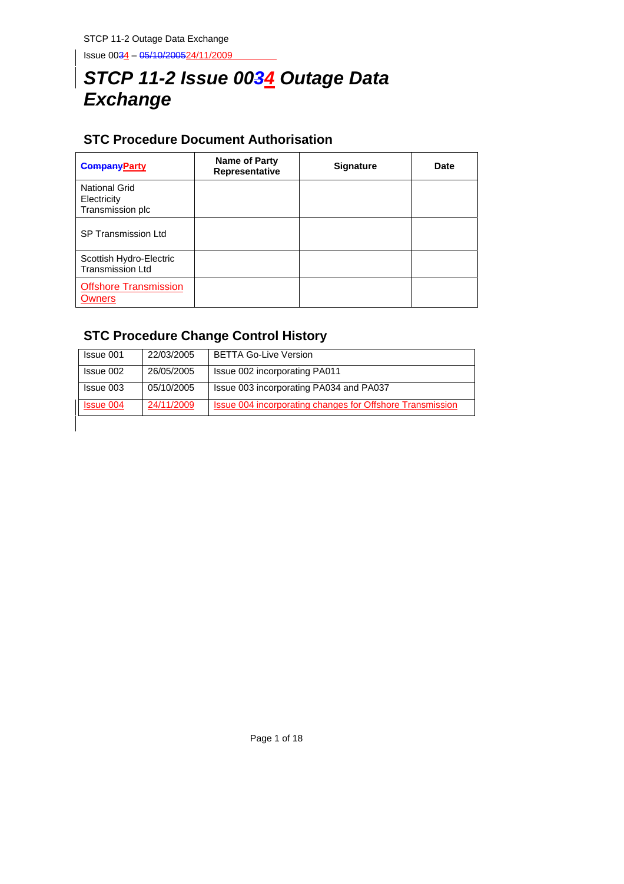# STCP 11-2 Issue 00~~3~~4 Outage Data Exchange

## STC Procedure Document Authorisation

| ~~Company~~Party | Name of Party Representative | Signature | Date |
|---|---|---|---|
| National Grid Electricity Transmission plc | | | |
| SP Transmission Ltd | | | |
| Scottish Hydro-Electric Transmission Ltd | | | |
| Offshore Transmission Owners | | | |

## STC Procedure Change Control History

| Issue 001 | 22/03/2005 | BETTA Go-Live Version |
|---|---|---|
| Issue 002 | 26/05/2005 | Issue 002 incorporating PA011 |
| Issue 003 | 05/10/2005 | Issue 003 incorporating PA034 and PA037 |
| Issue 004 | 24/11/2009 | Issue 004 incorporating changes for Offshore Transmission |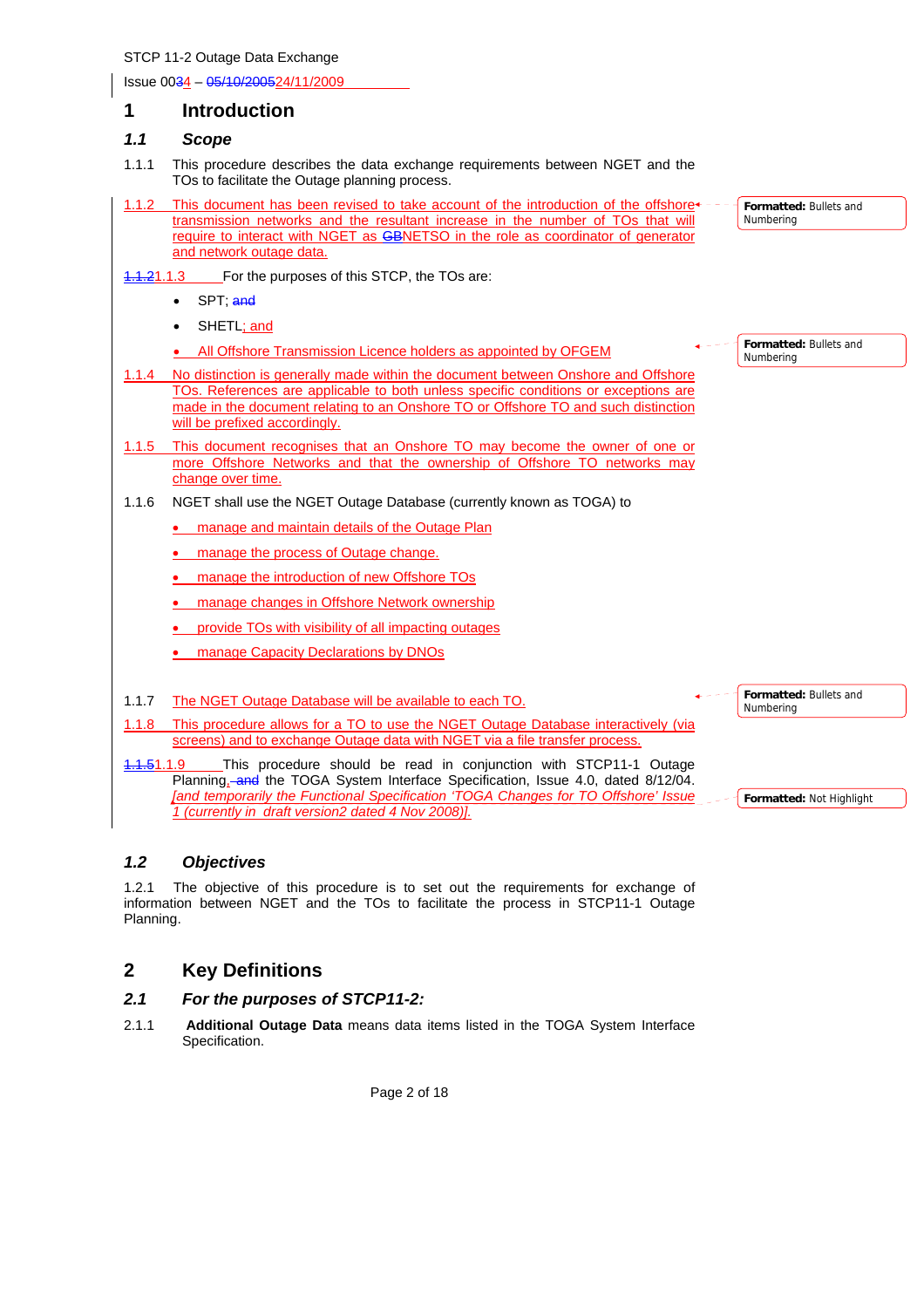STCP 11-2 Outage Data Exchange

Issue 0034 – 05/10/200524/11/2009

# 1 Introduction

## 1.1 Scope

1.1.1 This procedure describes the data exchange requirements between NGET and the TOs to facilitate the Outage planning process.

1.1.2 This document has been revised to take account of the introduction of the offshore transmission networks and the resultant increase in the number of TOs that will require to interact with NGET as GBNETSO in the role as coordinator of generator and network outage data.

1.1.21.1.3 For the purposes of this STCP, the TOs are:

- SPT; and
- SHETL; and
- All Offshore Transmission Licence holders as appointed by OFGEM

1.1.4 No distinction is generally made within the document between Onshore and Offshore TOs. References are applicable to both unless specific conditions or exceptions are made in the document relating to an Onshore TO or Offshore TO and such distinction will be prefixed accordingly.

1.1.5 This document recognises that an Onshore TO may become the owner of one or more Offshore Networks and that the ownership of Offshore TO networks may change over time.

1.1.6 NGET shall use the NGET Outage Database (currently known as TOGA) to

- manage and maintain details of the Outage Plan
- manage the process of Outage change.
- manage the introduction of new Offshore TOs
- manage changes in Offshore Network ownership
- provide TOs with visibility of all impacting outages
- manage Capacity Declarations by DNOs

1.1.7 The NGET Outage Database will be available to each TO.

1.1.8 This procedure allows for a TO to use the NGET Outage Database interactively (via screens) and to exchange Outage data with NGET via a file transfer process.

1.1.51.1.9 This procedure should be read in conjunction with STCP11-1 Outage Planning, and the TOGA System Interface Specification, Issue 4.0, dated 8/12/04. *[and temporarily the Functional Specification 'TOGA Changes for TO Offshore' Issue 1 (currently in draft version2 dated 4 Nov 2008)].*

## 1.2 Objectives

1.2.1 The objective of this procedure is to set out the requirements for exchange of information between NGET and the TOs to facilitate the process in STCP11-1 Outage Planning.

# 2 Key Definitions

## 2.1 For the purposes of STCP11-2:

2.1.1 **Additional Outage Data** means data items listed in the TOGA System Interface Specification.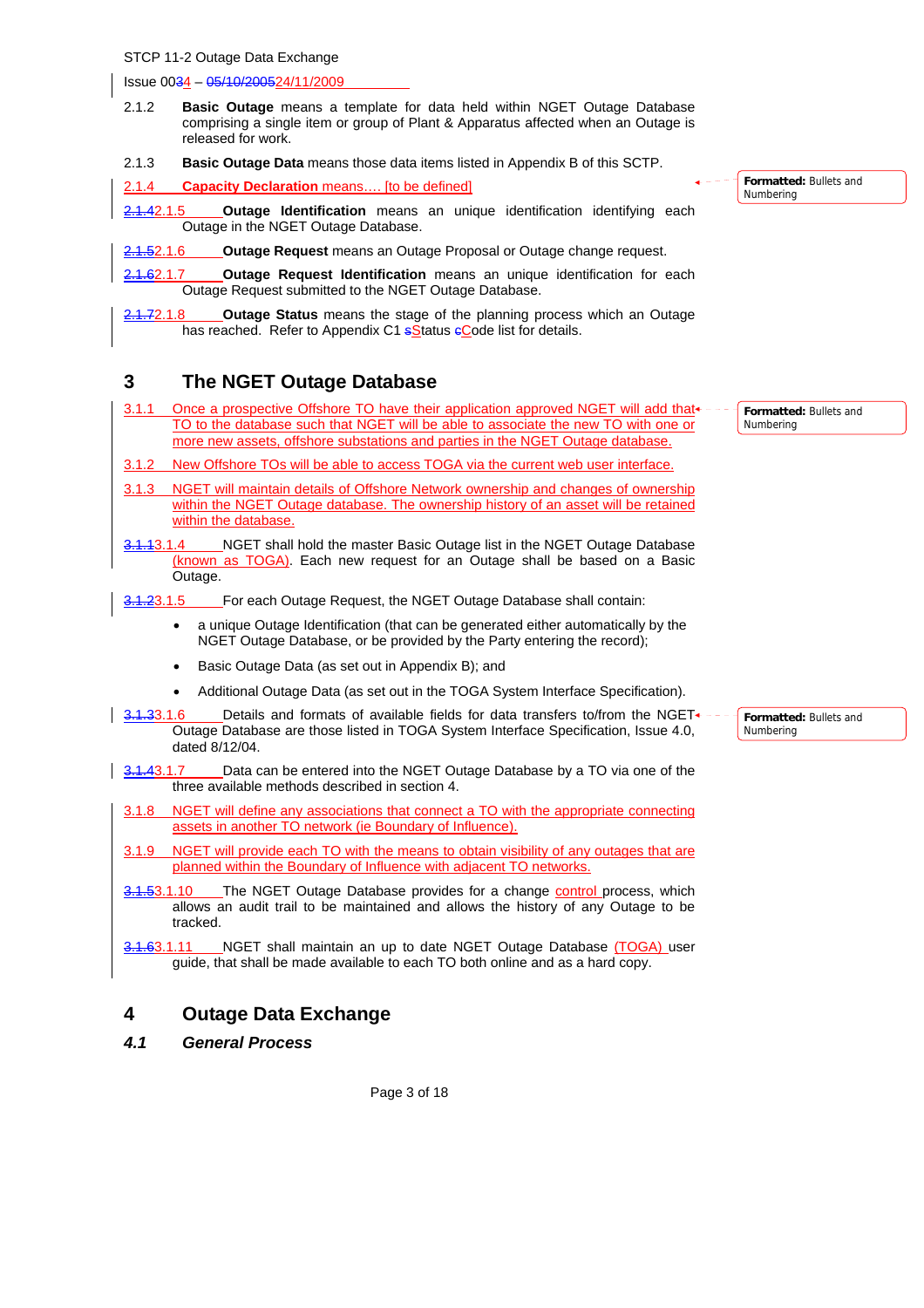2.1.2 **Basic Outage** means a template for data held within NGET Outage Database comprising a single item or group of Plant & Apparatus affected when an Outage is released for work.

2.1.3 **Basic Outage Data** means those data items listed in Appendix B of this SCTP.

2.1.4 **Capacity Declaration** means…. [to be defined]

2.1.5 **Outage Identification** means an unique identification identifying each Outage in the NGET Outage Database.

2.1.6 **Outage Request** means an Outage Proposal or Outage change request.

2.1.7 **Outage Request Identification** means an unique identification for each Outage Request submitted to the NGET Outage Database.

2.1.8 **Outage Status** means the stage of the planning process which an Outage has reached. Refer to Appendix C1 Status Code list for details.

# 3 The NGET Outage Database

3.1.1 Once a prospective Offshore TO have their application approved NGET will add that TO to the database such that NGET will be able to associate the new TO with one or more new assets, offshore substations and parties in the NGET Outage database.

3.1.2 New Offshore TOs will be able to access TOGA via the current web user interface.

3.1.3 NGET will maintain details of Offshore Network ownership and changes of ownership within the NGET Outage database. The ownership history of an asset will be retained within the database.

3.1.4 NGET shall hold the master Basic Outage list in the NGET Outage Database (known as TOGA). Each new request for an Outage shall be based on a Basic Outage.

3.1.5 For each Outage Request, the NGET Outage Database shall contain:

- a unique Outage Identification (that can be generated either automatically by the NGET Outage Database, or be provided by the Party entering the record);
- Basic Outage Data (as set out in Appendix B); and
- Additional Outage Data (as set out in the TOGA System Interface Specification).

3.1.6 Details and formats of available fields for data transfers to/from the NGET Outage Database are those listed in TOGA System Interface Specification, Issue 4.0, dated 8/12/04.

3.1.7 Data can be entered into the NGET Outage Database by a TO via one of the three available methods described in section 4.

3.1.8 NGET will define any associations that connect a TO with the appropriate connecting assets in another TO network (ie Boundary of Influence).

3.1.9 NGET will provide each TO with the means to obtain visibility of any outages that are planned within the Boundary of Influence with adjacent TO networks.

3.1.10 The NGET Outage Database provides for a change control process, which allows an audit trail to be maintained and allows the history of any Outage to be tracked.

3.1.11 NGET shall maintain an up to date NGET Outage Database (TOGA) user guide, that shall be made available to each TO both online and as a hard copy.

# 4 Outage Data Exchange

## 4.1 General Process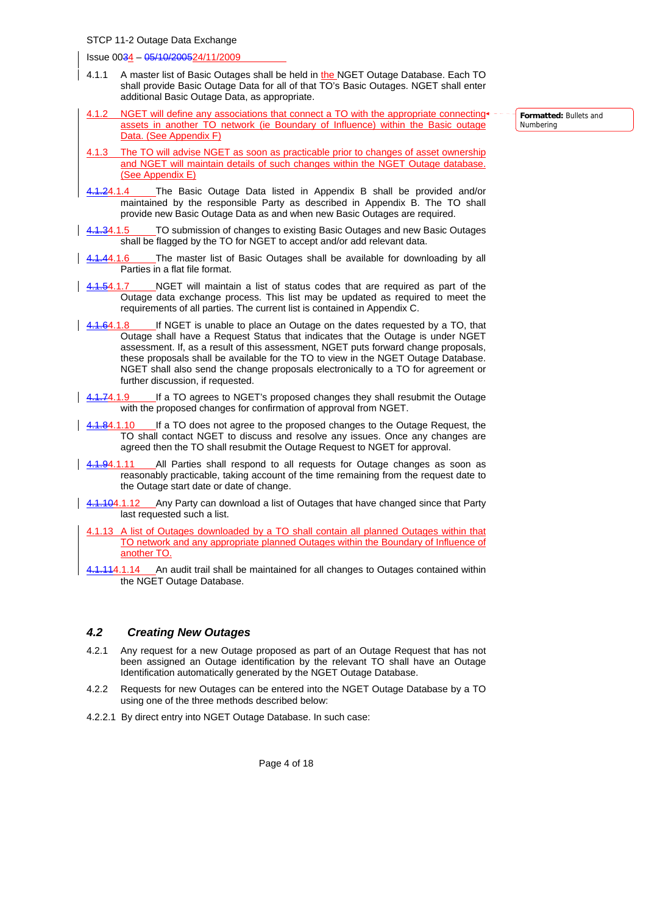4.1.1 A master list of Basic Outages shall be held in the NGET Outage Database. Each TO shall provide Basic Outage Data for all of that TO's Basic Outages. NGET shall enter additional Basic Outage Data, as appropriate.

4.1.2 NGET will define any associations that connect a TO with the appropriate connecting assets in another TO network (ie Boundary of Influence) within the Basic outage Data. (See Appendix F)

4.1.3 The TO will advise NGET as soon as practicable prior to changes of asset ownership and NGET will maintain details of such changes within the NGET Outage database. (See Appendix E)

4.1.4 The Basic Outage Data listed in Appendix B shall be provided and/or maintained by the responsible Party as described in Appendix B. The TO shall provide new Basic Outage Data as and when new Basic Outages are required.

4.1.5 TO submission of changes to existing Basic Outages and new Basic Outages shall be flagged by the TO for NGET to accept and/or add relevant data.

4.1.6 The master list of Basic Outages shall be available for downloading by all Parties in a flat file format.

4.1.7 NGET will maintain a list of status codes that are required as part of the Outage data exchange process. This list may be updated as required to meet the requirements of all parties. The current list is contained in Appendix C.

4.1.8 If NGET is unable to place an Outage on the dates requested by a TO, that Outage shall have a Request Status that indicates that the Outage is under NGET assessment. If, as a result of this assessment, NGET puts forward change proposals, these proposals shall be available for the TO to view in the NGET Outage Database. NGET shall also send the change proposals electronically to a TO for agreement or further discussion, if requested.

4.1.9 If a TO agrees to NGET's proposed changes they shall resubmit the Outage with the proposed changes for confirmation of approval from NGET.

4.1.10 If a TO does not agree to the proposed changes to the Outage Request, the TO shall contact NGET to discuss and resolve any issues. Once any changes are agreed then the TO shall resubmit the Outage Request to NGET for approval.

4.1.11 All Parties shall respond to all requests for Outage changes as soon as reasonably practicable, taking account of the time remaining from the request date to the Outage start date or date of change.

4.1.12 Any Party can download a list of Outages that have changed since that Party last requested such a list.

4.1.13 A list of Outages downloaded by a TO shall contain all planned Outages within that TO network and any appropriate planned Outages within the Boundary of Influence of another TO.

4.1.14 An audit trail shall be maintained for all changes to Outages contained within the NGET Outage Database.

## 4.2 *Creating New Outages*

4.2.1 Any request for a new Outage proposed as part of an Outage Request that has not been assigned an Outage identification by the relevant TO shall have an Outage Identification automatically generated by the NGET Outage Database.

4.2.2 Requests for new Outages can be entered into the NGET Outage Database by a TO using one of the three methods described below:

4.2.2.1 By direct entry into NGET Outage Database. In such case: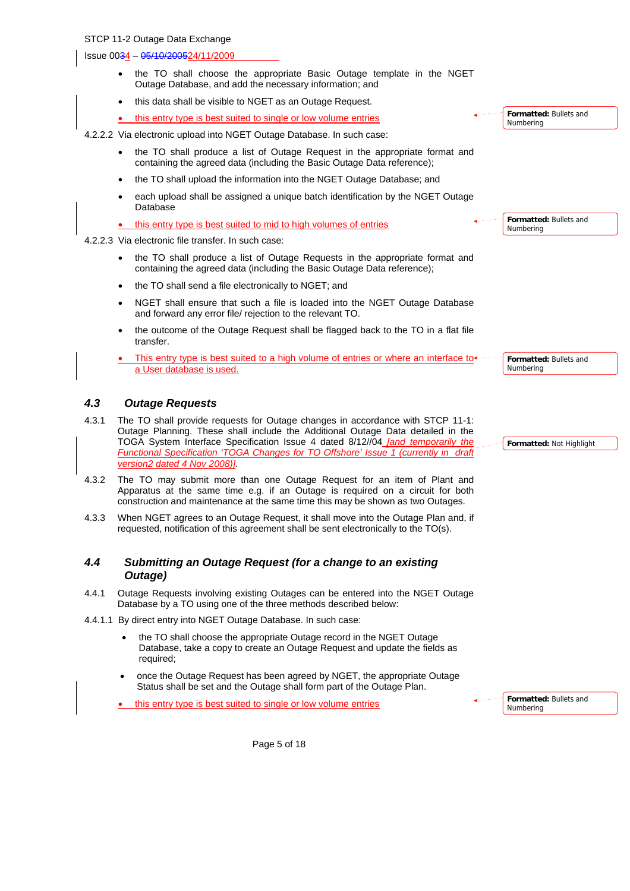- the TO shall choose the appropriate Basic Outage template in the NGET Outage Database, and add the necessary information; and
- this data shall be visible to NGET as an Outage Request.
- this entry type is best suited to single or low volume entries

4.2.2.2 Via electronic upload into NGET Outage Database. In such case:

- the TO shall produce a list of Outage Request in the appropriate format and containing the agreed data (including the Basic Outage Data reference);
- the TO shall upload the information into the NGET Outage Database; and
- each upload shall be assigned a unique batch identification by the NGET Outage Database
- this entry type is best suited to mid to high volumes of entries

4.2.2.3 Via electronic file transfer. In such case:

- the TO shall produce a list of Outage Requests in the appropriate format and containing the agreed data (including the Basic Outage Data reference);
- the TO shall send a file electronically to NGET; and
- NGET shall ensure that such a file is loaded into the NGET Outage Database and forward any error file/ rejection to the relevant TO.
- the outcome of the Outage Request shall be flagged back to the TO in a flat file transfer.
- This entry type is best suited to a high volume of entries or where an interface to a User database is used.

### 4.3 Outage Requests

4.3.1 The TO shall provide requests for Outage changes in accordance with STCP 11-1: Outage Planning. These shall include the Additional Outage Data detailed in the TOGA System Interface Specification Issue 4 dated 8/12//04 *[and temporarily the Functional Specification 'TOGA Changes for TO Offshore' Issue 1 (currently in draft version2 dated 4 Nov 2008)]*.

4.3.2 The TO may submit more than one Outage Request for an item of Plant and Apparatus at the same time e.g. if an Outage is required on a circuit for both construction and maintenance at the same time this may be shown as two Outages.

4.3.3 When NGET agrees to an Outage Request, it shall move into the Outage Plan and, if requested, notification of this agreement shall be sent electronically to the TO(s).

### 4.4 Submitting an Outage Request (for a change to an existing Outage)

4.4.1 Outage Requests involving existing Outages can be entered into the NGET Outage Database by a TO using one of the three methods described below:

4.4.1.1 By direct entry into NGET Outage Database. In such case:

- the TO shall choose the appropriate Outage record in the NGET Outage Database, take a copy to create an Outage Request and update the fields as required;
- once the Outage Request has been agreed by NGET, the appropriate Outage Status shall be set and the Outage shall form part of the Outage Plan.
- this entry type is best suited to single or low volume entries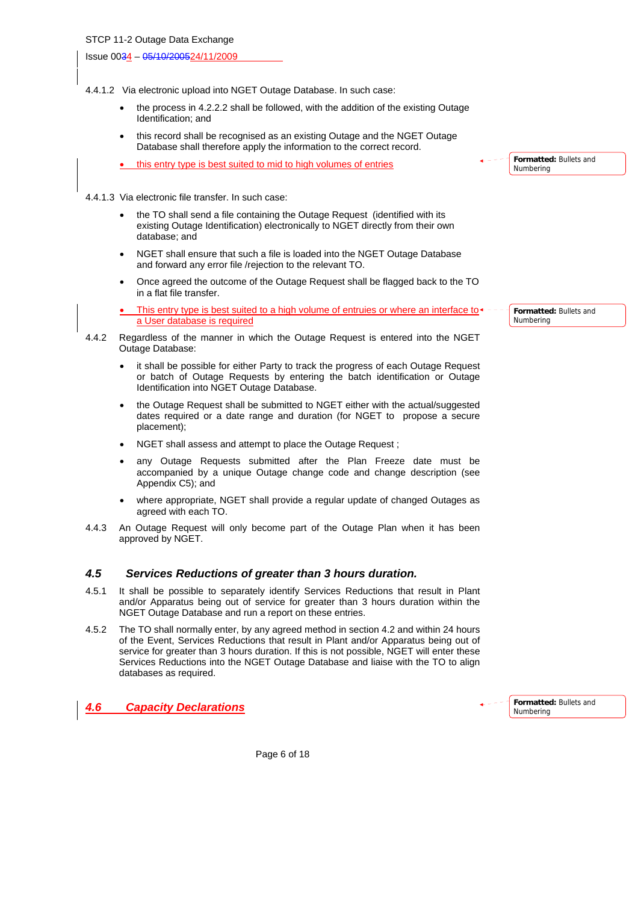4.4.1.2 Via electronic upload into NGET Outage Database. In such case:

- the process in 4.2.2.2 shall be followed, with the addition of the existing Outage Identification; and
- this record shall be recognised as an existing Outage and the NGET Outage Database shall therefore apply the information to the correct record.
- this entry type is best suited to mid to high volumes of entries

4.4.1.3 Via electronic file transfer. In such case:

- the TO shall send a file containing the Outage Request (identified with its existing Outage Identification) electronically to NGET directly from their own database; and
- NGET shall ensure that such a file is loaded into the NGET Outage Database and forward any error file /rejection to the relevant TO.
- Once agreed the outcome of the Outage Request shall be flagged back to the TO in a flat file transfer.
- This entry type is best suited to a high volume of entruies or where an interface to a User database is required

4.4.2 Regardless of the manner in which the Outage Request is entered into the NGET Outage Database:

- it shall be possible for either Party to track the progress of each Outage Request or batch of Outage Requests by entering the batch identification or Outage Identification into NGET Outage Database.
- the Outage Request shall be submitted to NGET either with the actual/suggested dates required or a date range and duration (for NGET to propose a secure placement);
- NGET shall assess and attempt to place the Outage Request ;
- any Outage Requests submitted after the Plan Freeze date must be accompanied by a unique Outage change code and change description (see Appendix C5); and
- where appropriate, NGET shall provide a regular update of changed Outages as agreed with each TO.

4.4.3 An Outage Request will only become part of the Outage Plan when it has been approved by NGET.

### *4.5 Services Reductions of greater than 3 hours duration.*

4.5.1 It shall be possible to separately identify Services Reductions that result in Plant and/or Apparatus being out of service for greater than 3 hours duration within the NGET Outage Database and run a report on these entries.

4.5.2 The TO shall normally enter, by any agreed method in section 4.2 and within 24 hours of the Event, Services Reductions that result in Plant and/or Apparatus being out of service for greater than 3 hours duration. If this is not possible, NGET will enter these Services Reductions into the NGET Outage Database and liaise with the TO to align databases as required.

### *4.6 Capacity Declarations*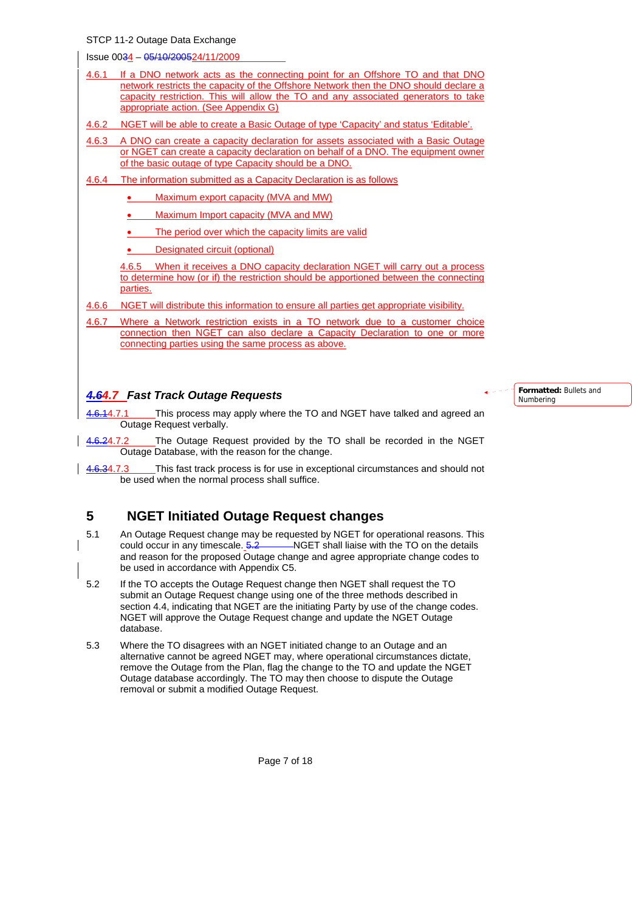4.6.1 If a DNO network acts as the connecting point for an Offshore TO and that DNO network restricts the capacity of the Offshore Network then the DNO should declare a capacity restriction. This will allow the TO and any associated generators to take appropriate action. (See Appendix G)

4.6.2 NGET will be able to create a Basic Outage of type 'Capacity' and status 'Editable'.

4.6.3 A DNO can create a capacity declaration for assets associated with a Basic Outage or NGET can create a capacity declaration on behalf of a DNO. The equipment owner of the basic outage of type Capacity should be a DNO.

4.6.4 The information submitted as a Capacity Declaration is as follows

- Maximum export capacity (MVA and MW)
- Maximum Import capacity (MVA and MW)
- The period over which the capacity limits are valid
- Designated circuit (optional)

4.6.5 When it receives a DNO capacity declaration NGET will carry out a process to determine how (or if) the restriction should be apportioned between the connecting parties.

4.6.6 NGET will distribute this information to ensure all parties get appropriate visibility.

4.6.7 Where a Network restriction exists in a TO network due to a customer choice connection then NGET can also declare a Capacity Declaration to one or more connecting parties using the same process as above.

### *4.7 Fast Track Outage Requests*

4.7.1 This process may apply where the TO and NGET have talked and agreed an Outage Request verbally.

4.7.2 The Outage Request provided by the TO shall be recorded in the NGET Outage Database, with the reason for the change.

4.7.3 This fast track process is for use in exceptional circumstances and should not be used when the normal process shall suffice.

## 5 NGET Initiated Outage Request changes

5.1 An Outage Request change may be requested by NGET for operational reasons. This could occur in any timescale. NGET shall liaise with the TO on the details and reason for the proposed Outage change and agree appropriate change codes to be used in accordance with Appendix C5.

5.2 If the TO accepts the Outage Request change then NGET shall request the TO submit an Outage Request change using one of the three methods described in section 4.4, indicating that NGET are the initiating Party by use of the change codes. NGET will approve the Outage Request change and update the NGET Outage database.

5.3 Where the TO disagrees with an NGET initiated change to an Outage and an alternative cannot be agreed NGET may, where operational circumstances dictate, remove the Outage from the Plan, flag the change to the TO and update the NGET Outage database accordingly. The TO may then choose to dispute the Outage removal or submit a modified Outage Request.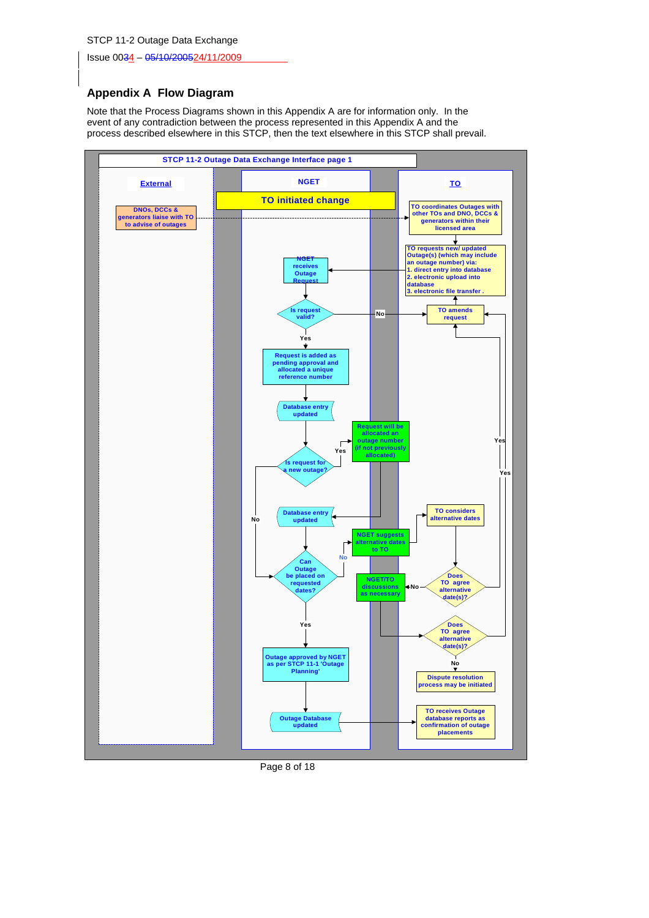## Appendix A Flow Diagram

Note that the Process Diagrams shown in this Appendix A are for information only. In the event of any contradiction between the process represented in this Appendix A and the process described elsewhere in this STCP, then the text elsewhere in this STCP shall prevail.

**STCP 11-2 Outage Data Exchange Interface page 1**

| External | NGET | TO |
|---|---|---|
| DNOs, DCCs & generators liaise with TO to advise of outages | **TO initiated change** | TO coordinates Outages with other TOs and DNO, DCCs & generators within their licensed area |
| | NGET receives Outage Request | TO requests new/ updated Outage(s) (which may include an outage number) via: 1. direct entry into database 2. electronic upload into database 3. electronic file transfer. |
| | Is request valid? (No → TO amends request; Yes ↓) | TO amends request |
| | Request is added as pending approval and allocated a unique reference number | |
| | Database entry updated | |
| | Is request for a new outage? (Yes → Request will be allocated an outage number (if not previously allocated) → Database entry updated; No → Can Outage be placed on requested dates?) | |
| | Database entry updated | |
| | Can Outage be placed on requested dates? (No → NGET suggests alternative dates to TO; Yes ↓) | TO considers alternative dates |
| | NGET/TO discussions as necessary | Does TO agree alternative date(s)? (Yes → TO amends request; No → NGET/TO discussions as necessary) |
| | | Does TO agree alternative date(s)? (Yes → TO amends request; No ↓) |
| | Outage approved by NGET as per STCP 11-1 'Outage Planning' | Dispute resolution process may be initiated |
| | Outage Database updated | TO receives Outage database reports as confirmation of outage placements |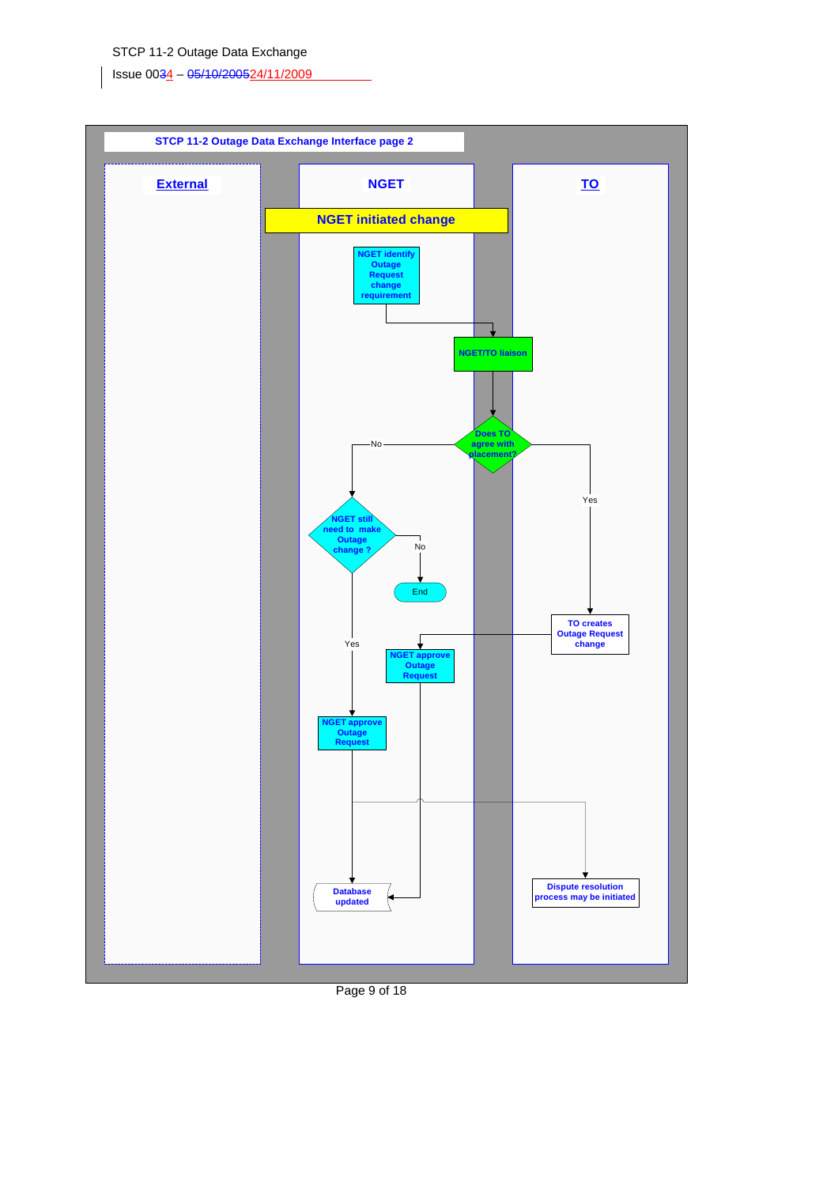**STCP 11-2 Outage Data Exchange Interface page 2**

| External | NGET | TO |
|---|---|---|

**NGET initiated change**

- NGET identify Outage Request change requirement
- NGET/TO liaison
- Does TO agree with placement?
  - No → NGET still need to make Outage change ?
    - No → End
    - Yes → NGET approve Outage Request → Database updated; Dispute resolution process may be initiated
  - Yes → TO creates Outage Request change → NGET approve Outage Request → Database updated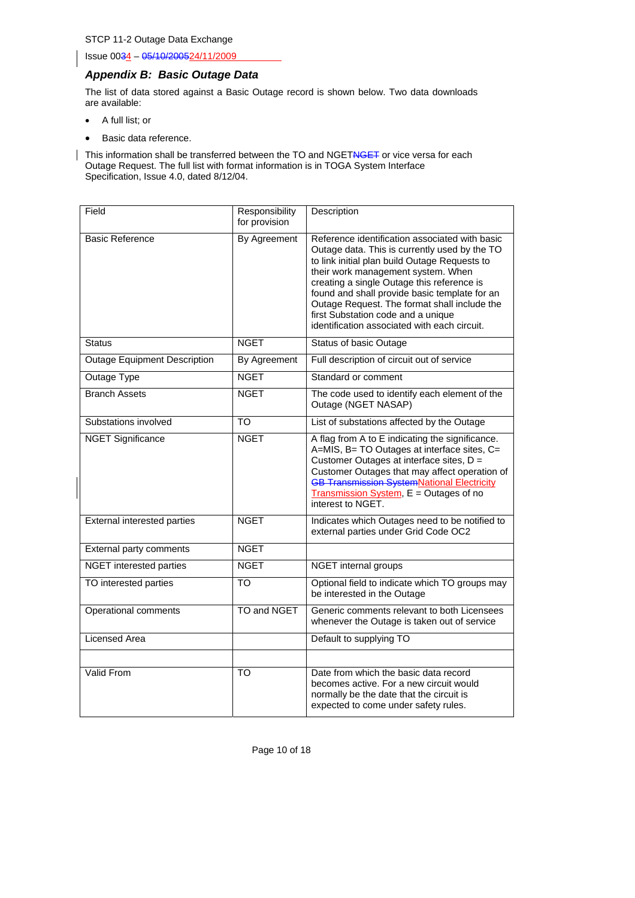### *Appendix B: Basic Outage Data*

The list of data stored against a Basic Outage record is shown below. Two data downloads are available:

- A full list; or
- Basic data reference.

This information shall be transferred between the TO and NGET~~NGET~~ or vice versa for each Outage Request. The full list with format information is in TOGA System Interface Specification, Issue 4.0, dated 8/12/04.

| Field | Responsibility for provision | Description |
|---|---|---|
| Basic Reference | By Agreement | Reference identification associated with basic Outage data. This is currently used by the TO to link initial plan build Outage Requests to their work management system. When creating a single Outage this reference is found and shall provide basic template for an Outage Request. The format shall include the first Substation code and a unique identification associated with each circuit. |
| Status | NGET | Status of basic Outage |
| Outage Equipment Description | By Agreement | Full description of circuit out of service |
| Outage Type | NGET | Standard or comment |
| Branch Assets | NGET | The code used to identify each element of the Outage (NGET NASAP) |
| Substations involved | TO | List of substations affected by the Outage |
| NGET Significance | NGET | A flag from A to E indicating the significance. A=MIS, B= TO Outages at interface sites, C= Customer Outages at interface sites, D = Customer Outages that may affect operation of ~~GB Transmission System~~National Electricity Transmission System, E = Outages of no interest to NGET. |
| External interested parties | NGET | Indicates which Outages need to be notified to external parties under Grid Code OC2 |
| External party comments | NGET | |
| NGET interested parties | NGET | NGET internal groups |
| TO interested parties | TO | Optional field to indicate which TO groups may be interested in the Outage |
| Operational comments | TO and NGET | Generic comments relevant to both Licensees whenever the Outage is taken out of service |
| Licensed Area | | Default to supplying TO |
| | | |
| Valid From | TO | Date from which the basic data record becomes active. For a new circuit would normally be the date that the circuit is expected to come under safety rules. |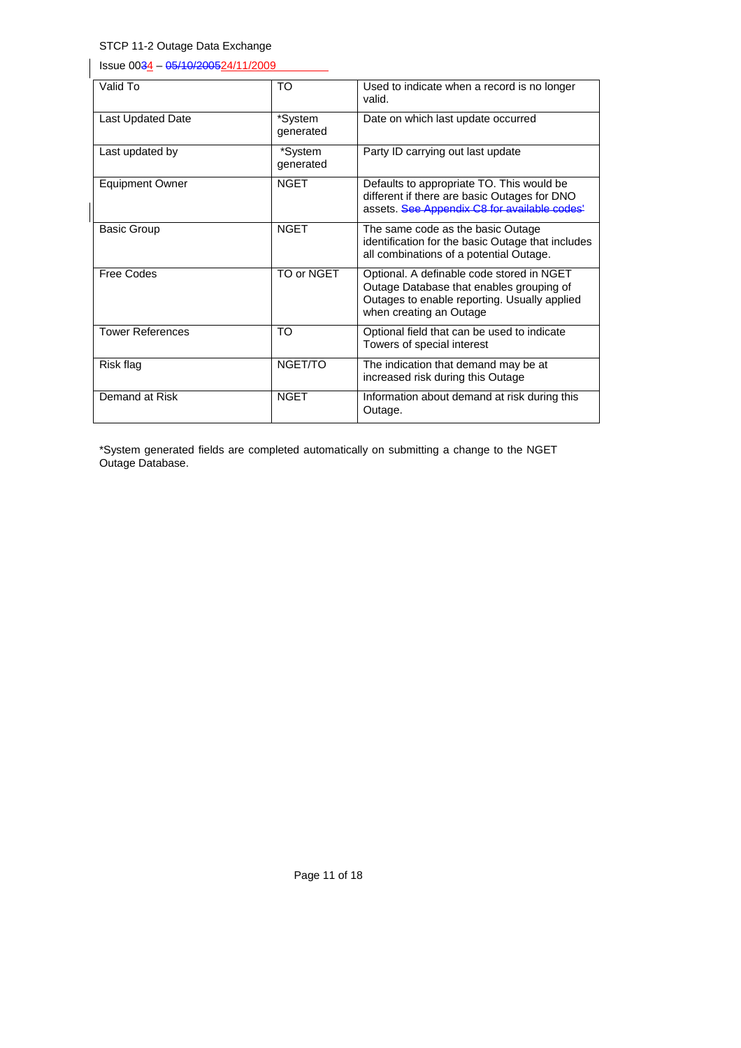| Valid To | TO | Used to indicate when a record is no longer valid. |
|---|---|---|
| Last Updated Date | *System generated | Date on which last update occurred |
| Last updated by | *System generated | Party ID carrying out last update |
| Equipment Owner | NGET | Defaults to appropriate TO. This would be different if there are basic Outages for DNO assets. See Appendix C8 for available codes' |
| Basic Group | NGET | The same code as the basic Outage identification for the basic Outage that includes all combinations of a potential Outage. |
| Free Codes | TO or NGET | Optional. A definable code stored in NGET Outage Database that enables grouping of Outages to enable reporting. Usually applied when creating an Outage |
| Tower References | TO | Optional field that can be used to indicate Towers of special interest |
| Risk flag | NGET/TO | The indication that demand may be at increased risk during this Outage |
| Demand at Risk | NGET | Information about demand at risk during this Outage. |

*System generated fields are completed automatically on submitting a change to the NGET Outage Database.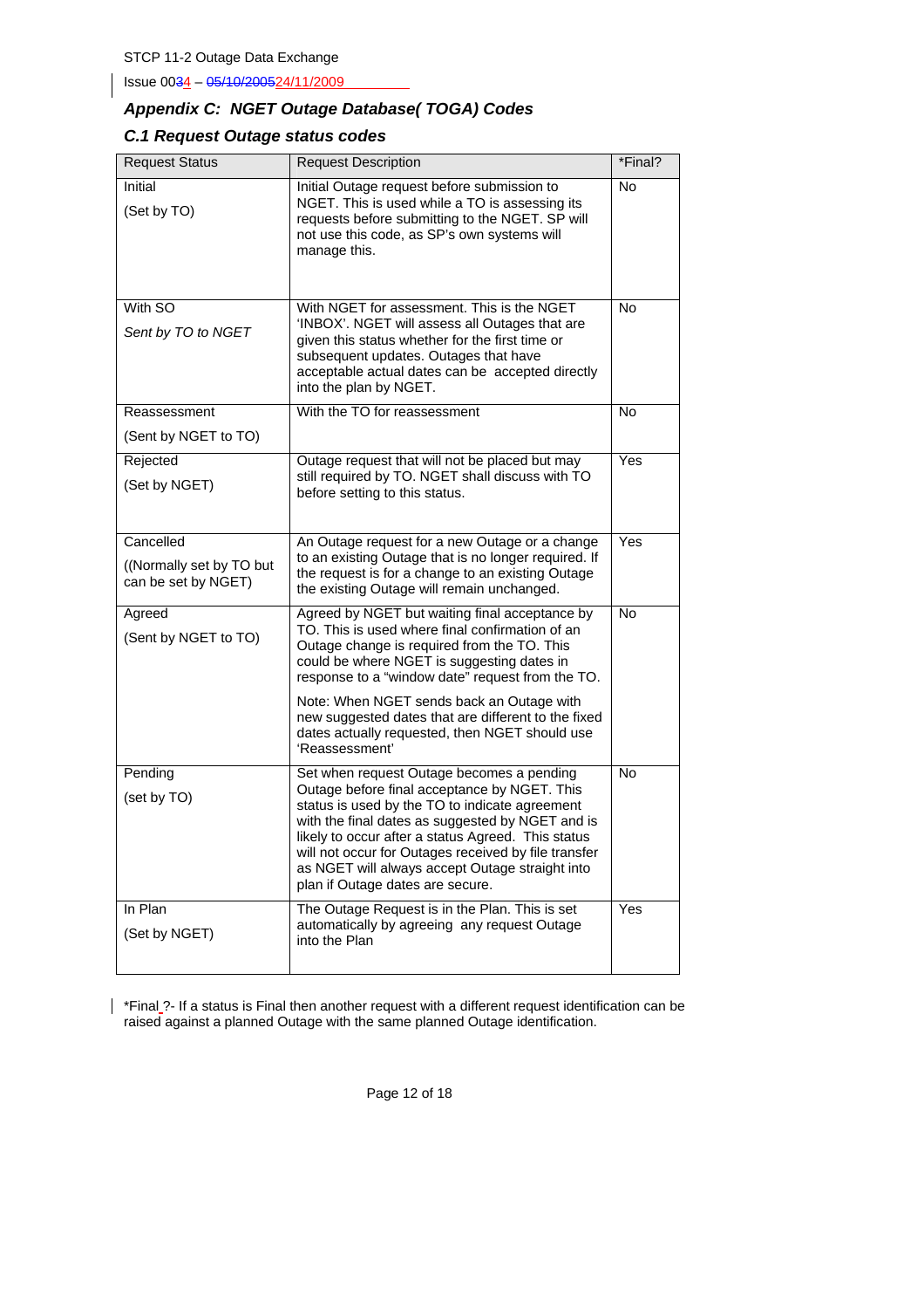## Appendix C: NGET Outage Database( TOGA) Codes

### C.1 Request Outage status codes

| Request Status | Request Description | *Final? |
|---|---|---|
| Initial<br><br>(Set by TO) | Initial Outage request before submission to NGET. This is used while a TO is assessing its requests before submitting to the NGET. SP will not use this code, as SP's own systems will manage this. | No |
| With SO<br><br>*Sent by TO to NGET* | With NGET for assessment. This is the NGET 'INBOX'. NGET will assess all Outages that are given this status whether for the first time or subsequent updates. Outages that have acceptable actual dates can be accepted directly into the plan by NGET. | No |
| Reassessment<br><br>(Sent by NGET to TO) | With the TO for reassessment | No |
| Rejected<br><br>(Set by NGET) | Outage request that will not be placed but may still required by TO. NGET shall discuss with TO before setting to this status. | Yes |
| Cancelled<br><br>((Normally set by TO but can be set by NGET) | An Outage request for a new Outage or a change to an existing Outage that is no longer required. If the request is for a change to an existing Outage the existing Outage will remain unchanged. | Yes |
| Agreed<br><br>(Sent by NGET to TO) | Agreed by NGET but waiting final acceptance by TO. This is used where final confirmation of an Outage change is required from the TO. This could be where NGET is suggesting dates in response to a "window date" request from the TO.<br><br>Note: When NGET sends back an Outage with new suggested dates that are different to the fixed dates actually requested, then NGET should use 'Reassessment' | No |
| Pending<br><br>(set by TO) | Set when request Outage becomes a pending Outage before final acceptance by NGET. This status is used by the TO to indicate agreement with the final dates as suggested by NGET and is likely to occur after a status Agreed. This status will not occur for Outages received by file transfer as NGET will always accept Outage straight into plan if Outage dates are secure. | No |
| In Plan<br><br>(Set by NGET) | The Outage Request is in the Plan. This is set automatically by agreeing any request Outage into the Plan | Yes |

*Final ?- If a status is Final then another request with a different request identification can be raised against a planned Outage with the same planned Outage identification.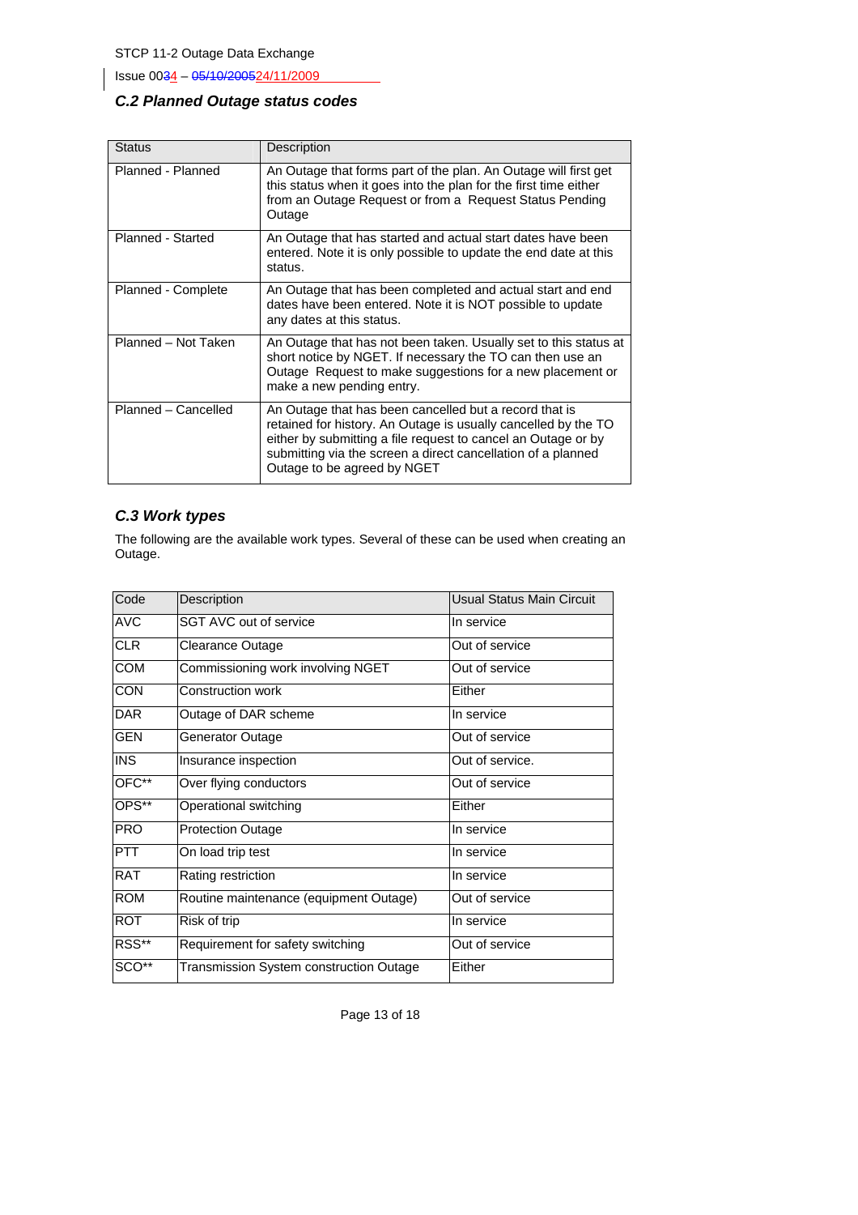### C.2 Planned Outage status codes

| Status | Description |
|---|---|
| Planned - Planned | An Outage that forms part of the plan. An Outage will first get this status when it goes into the plan for the first time either from an Outage Request or from a Request Status Pending Outage |
| Planned - Started | An Outage that has started and actual start dates have been entered. Note it is only possible to update the end date at this status. |
| Planned - Complete | An Outage that has been completed and actual start and end dates have been entered. Note it is NOT possible to update any dates at this status. |
| Planned – Not Taken | An Outage that has not been taken. Usually set to this status at short notice by NGET. If necessary the TO can then use an Outage Request to make suggestions for a new placement or make a new pending entry. |
| Planned – Cancelled | An Outage that has been cancelled but a record that is retained for history. An Outage is usually cancelled by the TO either by submitting a file request to cancel an Outage or by submitting via the screen a direct cancellation of a planned Outage to be agreed by NGET |

### C.3 Work types

The following are the available work types. Several of these can be used when creating an Outage.

| Code | Description | Usual Status Main Circuit |
|---|---|---|
| AVC | SGT AVC out of service | In service |
| CLR | Clearance Outage | Out of service |
| COM | Commissioning work involving NGET | Out of service |
| CON | Construction work | Either |
| DAR | Outage of DAR scheme | In service |
| GEN | Generator Outage | Out of service |
| INS | Insurance inspection | Out of service. |
| OFC** | Over flying conductors | Out of service |
| OPS** | Operational switching | Either |
| PRO | Protection Outage | In service |
| PTT | On load trip test | In service |
| RAT | Rating restriction | In service |
| ROM | Routine maintenance (equipment Outage) | Out of service |
| ROT | Risk of trip | In service |
| RSS** | Requirement for safety switching | Out of service |
| SCO** | Transmission System construction Outage | Either |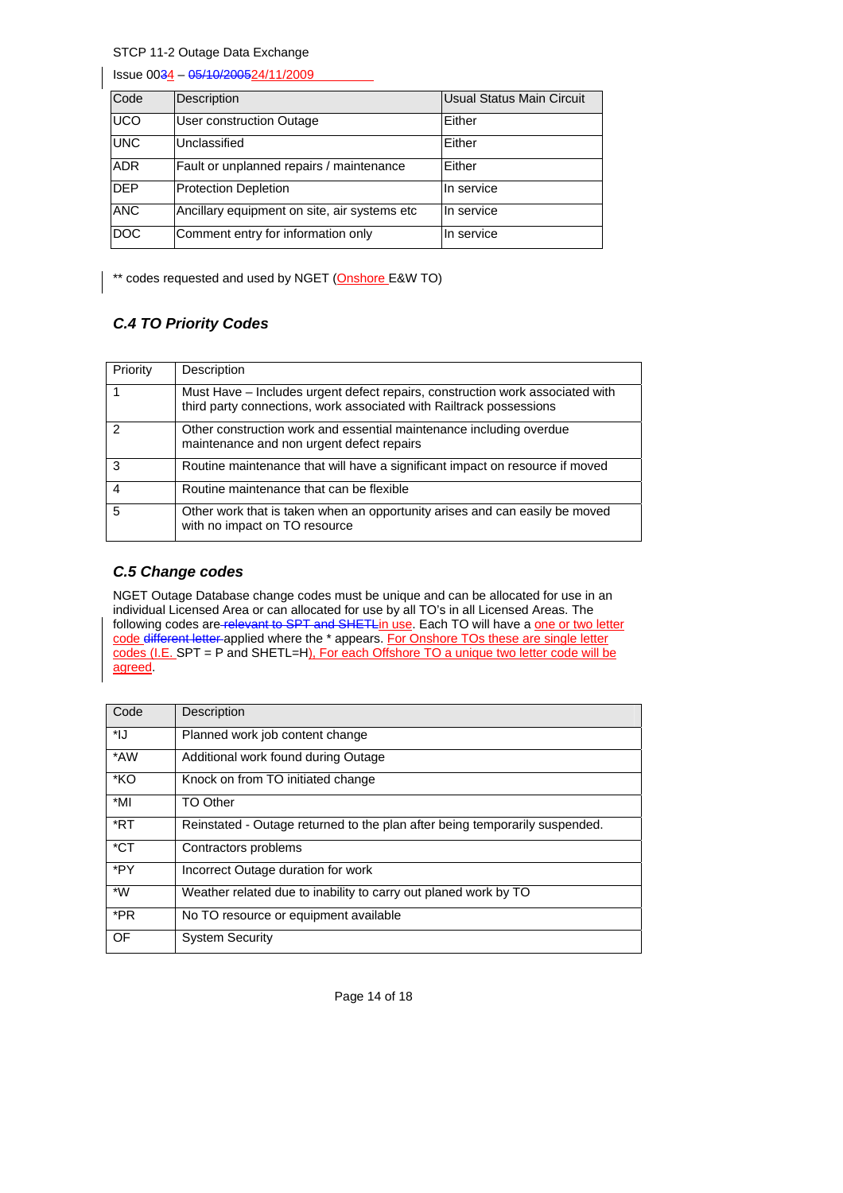| Code | Description | Usual Status Main Circuit |
|---|---|---|
| UCO | User construction Outage | Either |
| UNC | Unclassified | Either |
| ADR | Fault or unplanned repairs / maintenance | Either |
| DEP | Protection Depletion | In service |
| ANC | Ancillary equipment on site, air systems etc | In service |
| DOC | Comment entry for information only | In service |

** codes requested and used by NGET (Onshore E&W TO)

### *C.4 TO Priority Codes*

| Priority | Description |
|---|---|
| 1 | Must Have – Includes urgent defect repairs, construction work associated with third party connections, work associated with Railtrack possessions |
| 2 | Other construction work and essential maintenance including overdue maintenance and non urgent defect repairs |
| 3 | Routine maintenance that will have a significant impact on resource if moved |
| 4 | Routine maintenance that can be flexible |
| 5 | Other work that is taken when an opportunity arises and can easily be moved with no impact on TO resource |

### *C.5 Change codes*

NGET Outage Database change codes must be unique and can be allocated for use in an individual Licensed Area or can allocated for use by all TO's in all Licensed Areas. The following codes are ~~relevant to SPT and SHETL~~in use. Each TO will have a one or two letter code ~~different letter~~ applied where the * appears. For Onshore TOs these are single letter codes (I.E. SPT = P and SHETL=H), For each Offshore TO a unique two letter code will be agreed.

| Code | Description |
|---|---|
| *IJ | Planned work job content change |
| *AW | Additional work found during Outage |
| *KO | Knock on from TO initiated change |
| *MI | TO Other |
| *RT | Reinstated - Outage returned to the plan after being temporarily suspended. |
| *CT | Contractors problems |
| *PY | Incorrect Outage duration for work |
| *W | Weather related due to inability to carry out planed work by TO |
| *PR | No TO resource or equipment available |
| OF | System Security |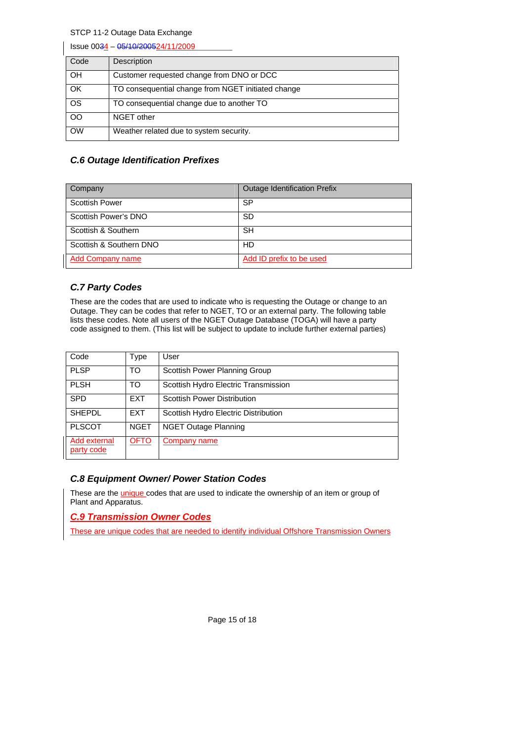| Code | Description |
|---|---|
| OH | Customer requested change from DNO or DCC |
| OK | TO consequential change from NGET initiated change |
| OS | TO consequential change due to another TO |
| OO | NGET other |
| OW | Weather related due to system security. |

### C.6 Outage Identification Prefixes

| Company | Outage Identification Prefix |
|---|---|
| Scottish Power | SP |
| Scottish Power's DNO | SD |
| Scottish & Southern | SH |
| Scottish & Southern DNO | HD |
| Add Company name | Add ID prefix to be used |

### C.7 Party Codes

These are the codes that are used to indicate who is requesting the Outage or change to an Outage. They can be codes that refer to NGET, TO or an external party. The following table lists these codes. Note all users of the NGET Outage Database (TOGA) will have a party code assigned to them. (This list will be subject to update to include further external parties)

| Code | Type | User |
|---|---|---|
| PLSP | TO | Scottish Power Planning Group |
| PLSH | TO | Scottish Hydro Electric Transmission |
| SPD | EXT | Scottish Power Distribution |
| SHEPDL | EXT | Scottish Hydro Electric Distribution |
| PLSCOT | NGET | NGET Outage Planning |
| Add external party code | OFTO | Company name |

### C.8 Equipment Owner/ Power Station Codes

These are the unique codes that are used to indicate the ownership of an item or group of Plant and Apparatus.

### C.9 Transmission Owner Codes

These are unique codes that are needed to identify individual Offshore Transmission Owners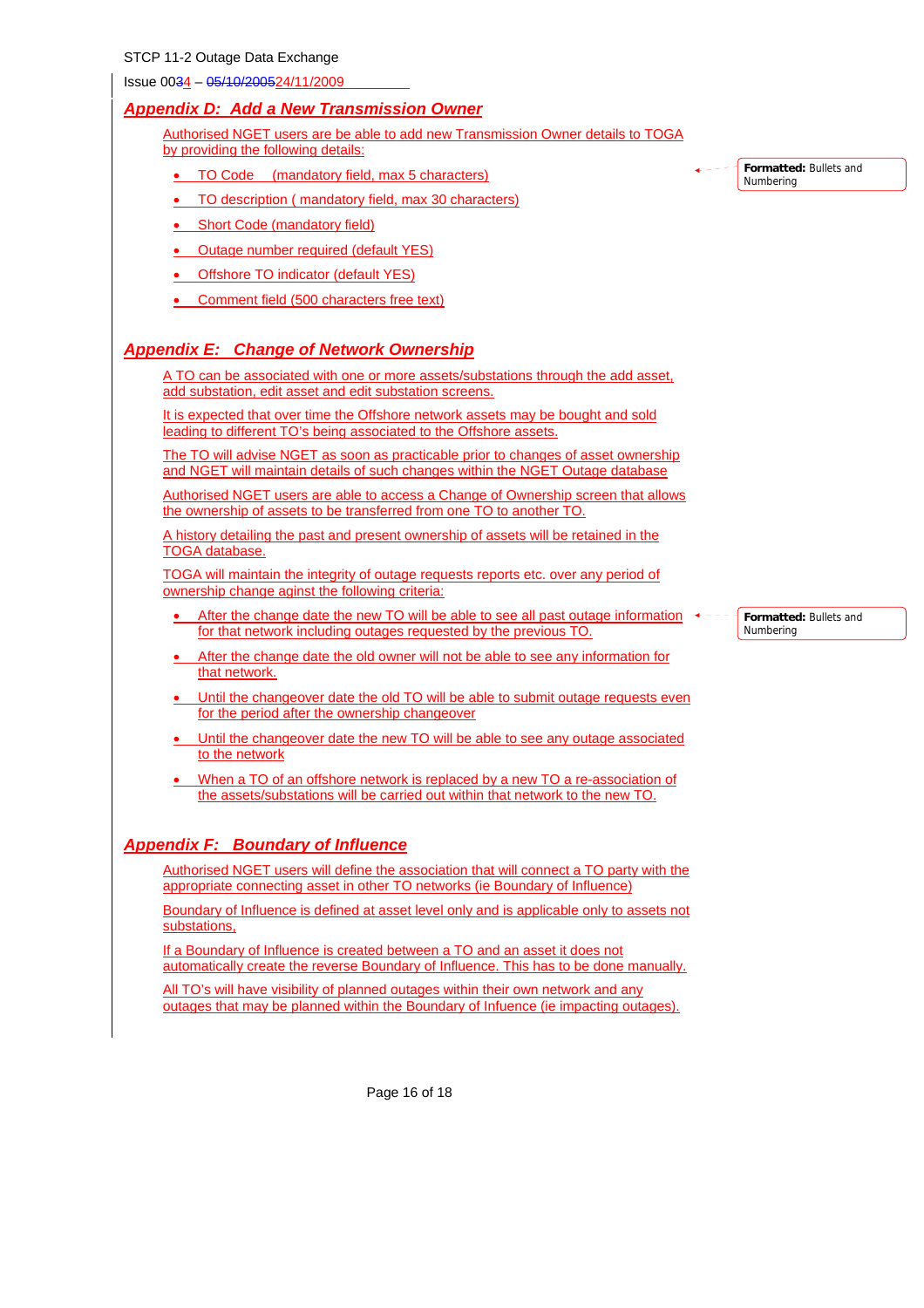## Appendix D: Add a New Transmission Owner

Authorised NGET users are be able to add new Transmission Owner details to TOGA by providing the following details:

- TO Code (mandatory field, max 5 characters)
- TO description ( mandatory field, max 30 characters)
- Short Code (mandatory field)
- Outage number required (default YES)
- Offshore TO indicator (default YES)
- Comment field (500 characters free text)

## Appendix E: Change of Network Ownership

A TO can be associated with one or more assets/substations through the add asset, add substation, edit asset and edit substation screens.

It is expected that over time the Offshore network assets may be bought and sold leading to different TO's being associated to the Offshore assets.

The TO will advise NGET as soon as practicable prior to changes of asset ownership and NGET will maintain details of such changes within the NGET Outage database

Authorised NGET users are able to access a Change of Ownership screen that allows the ownership of assets to be transferred from one TO to another TO.

A history detailing the past and present ownership of assets will be retained in the TOGA database.

TOGA will maintain the integrity of outage requests reports etc. over any period of ownership change agints the following criteria:

- After the change date the new TO will be able to see all past outage information for that network including outages requested by the previous TO.
- After the change date the old owner will not be able to see any information for that network.
- Until the changeover date the old TO will be able to submit outage requests even for the period after the ownership changeover
- Until the changeover date the new TO will be able to see any outage associated to the network
- When a TO of an offshore network is replaced by a new TO a re-association of the assets/substations will be carried out within that network to the new TO.

## Appendix F: Boundary of Influence

Authorised NGET users will define the association that will connect a TO party with the appropriate connecting asset in other TO networks (ie Boundary of Influence)

Boundary of Influence is defined at asset level only and is applicable only to assets not substations,

If a Boundary of Influence is created between a TO and an asset it does not automatically create the reverse Boundary of Influence. This has to be done manually.

All TO's will have visibility of planned outages within their own network and any outages that may be planned within the Boundary of Infuence (ie impacting outages).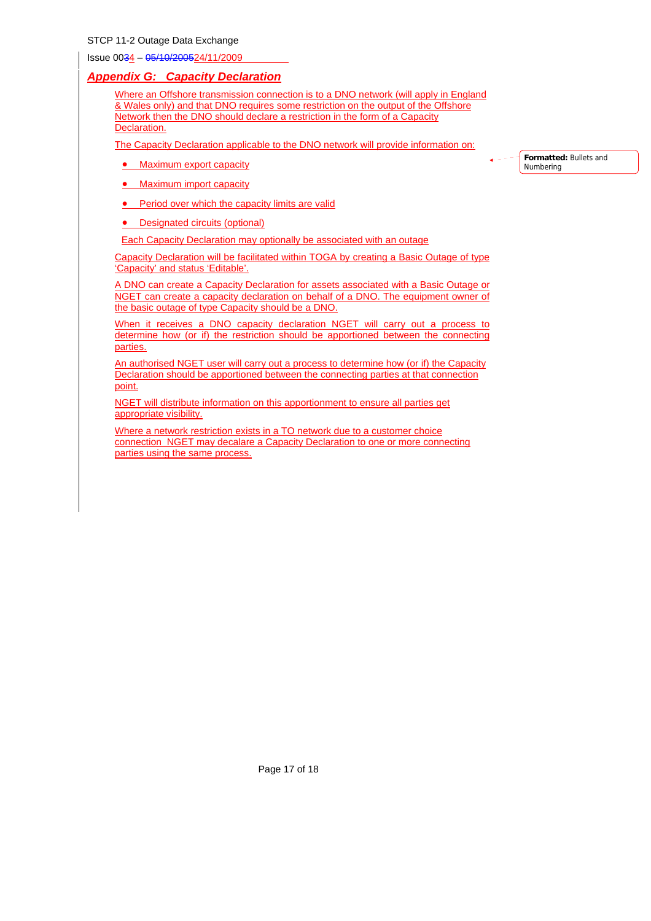## *Appendix G: Capacity Declaration*

Where an Offshore transmission connection is to a DNO network (will apply in England & Wales only) and that DNO requires some restriction on the output of the Offshore Network then the DNO should declare a restriction in the form of a Capacity Declaration.

The Capacity Declaration applicable to the DNO network will provide information on:

- Maximum export capacity
- Maximum import capacity
- Period over which the capacity limits are valid
- Designated circuits (optional)

Each Capacity Declaration may optionally be associated with an outage

Capacity Declaration will be facilitated within TOGA by creating a Basic Outage of type 'Capacity' and status 'Editable'.

A DNO can create a Capacity Declaration for assets associated with a Basic Outage or NGET can create a capacity declaration on behalf of a DNO. The equipment owner of the basic outage of type Capacity should be a DNO.

When it receives a DNO capacity declaration NGET will carry out a process to determine how (or if) the restriction should be apportioned between the connecting parties.

An authorised NGET user will carry out a process to determine how (or if) the Capacity Declaration should be apportioned between the connecting parties at that connection point.

NGET will distribute information on this apportionment to ensure all parties get appropriate visibility.

Where a network restriction exists in a TO network due to a customer choice connection NGET may decalare a Capacity Declaration to one or more connecting parties using the same process.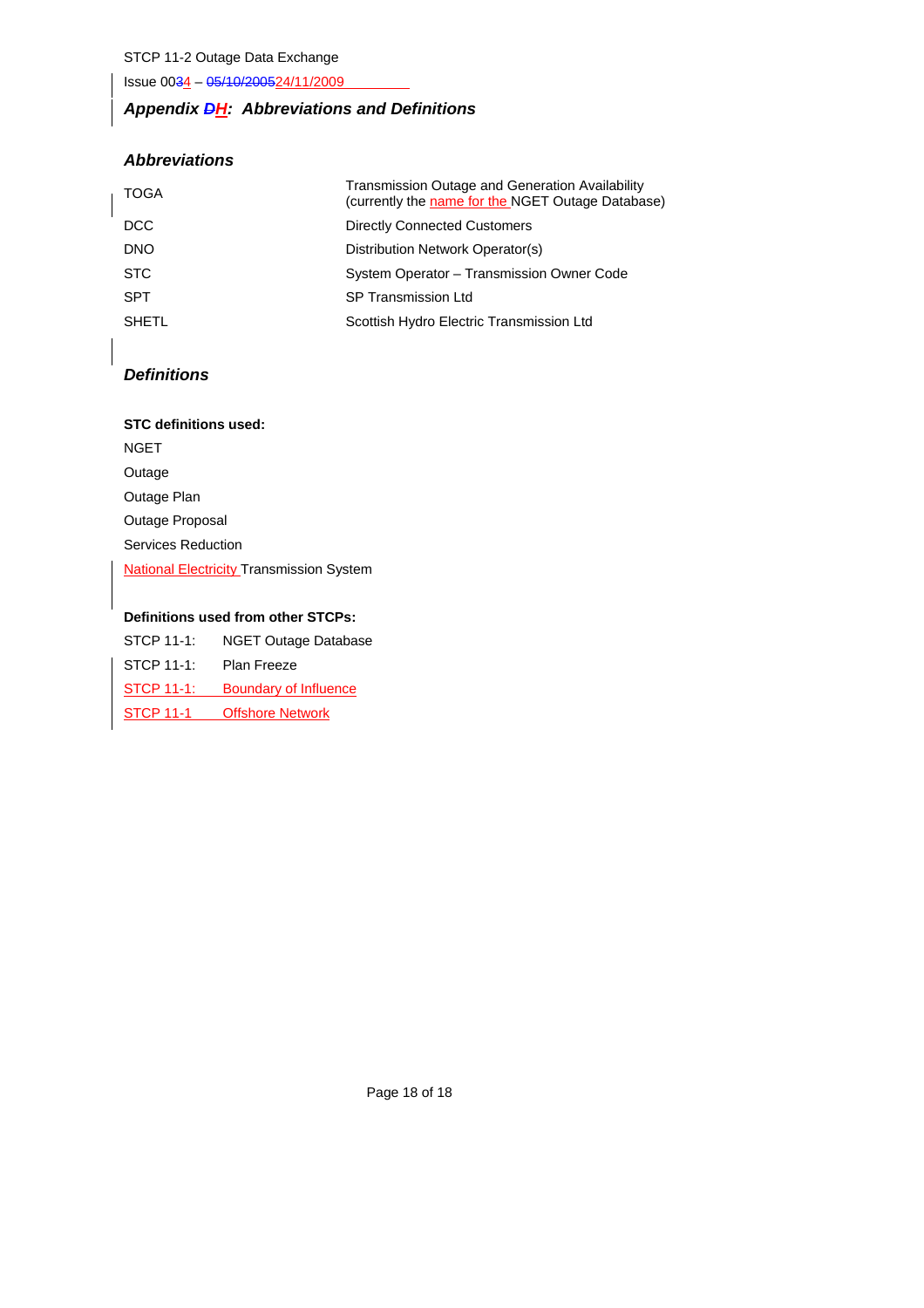## Appendix DH: Abbreviations and Definitions

### Abbreviations

| | |
|---|---|
| TOGA | Transmission Outage and Generation Availability (currently the name for the NGET Outage Database) |
| DCC | Directly Connected Customers |
| DNO | Distribution Network Operator(s) |
| STC | System Operator – Transmission Owner Code |
| SPT | SP Transmission Ltd |
| SHETL | Scottish Hydro Electric Transmission Ltd |

### Definitions

**STC definitions used:**

NGET

Outage

Outage Plan

Outage Proposal

Services Reduction

National Electricity Transmission System

**Definitions used from other STCPs:**

| | |
|---|---|
| STCP 11-1: | NGET Outage Database |
| STCP 11-1: | Plan Freeze |
| STCP 11-1: | Boundary of Influence |
| STCP 11-1 | Offshore Network |